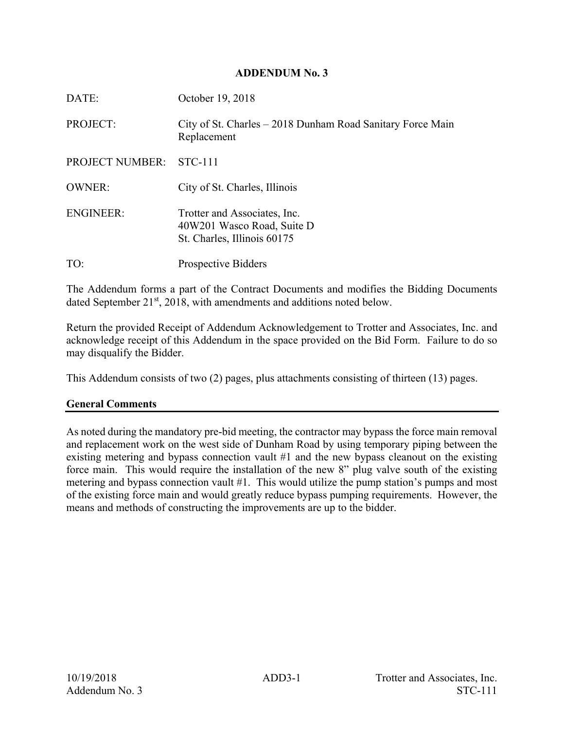# ADDENDUM No. 3

| | |
|---|---|
| DATE: | October 19, 2018 |
| PROJECT: | City of St. Charles – 2018 Dunham Road Sanitary Force Main Replacement |
| PROJECT NUMBER: | STC-111 |
| OWNER: | City of St. Charles, Illinois |
| ENGINEER: | Trotter and Associates, Inc.<br>40W201 Wasco Road, Suite D<br>St. Charles, Illinois 60175 |
| TO: | Prospective Bidders |

The Addendum forms a part of the Contract Documents and modifies the Bidding Documents dated September 21st, 2018, with amendments and additions noted below.

Return the provided Receipt of Addendum Acknowledgement to Trotter and Associates, Inc. and acknowledge receipt of this Addendum in the space provided on the Bid Form. Failure to do so may disqualify the Bidder.

This Addendum consists of two (2) pages, plus attachments consisting of thirteen (13) pages.

## General Comments

As noted during the mandatory pre-bid meeting, the contractor may bypass the force main removal and replacement work on the west side of Dunham Road by using temporary piping between the existing metering and bypass connection vault #1 and the new bypass cleanout on the existing force main. This would require the installation of the new 8" plug valve south of the existing metering and bypass connection vault #1. This would utilize the pump station's pumps and most of the existing force main and would greatly reduce bypass pumping requirements. However, the means and methods of constructing the improvements are up to the bidder.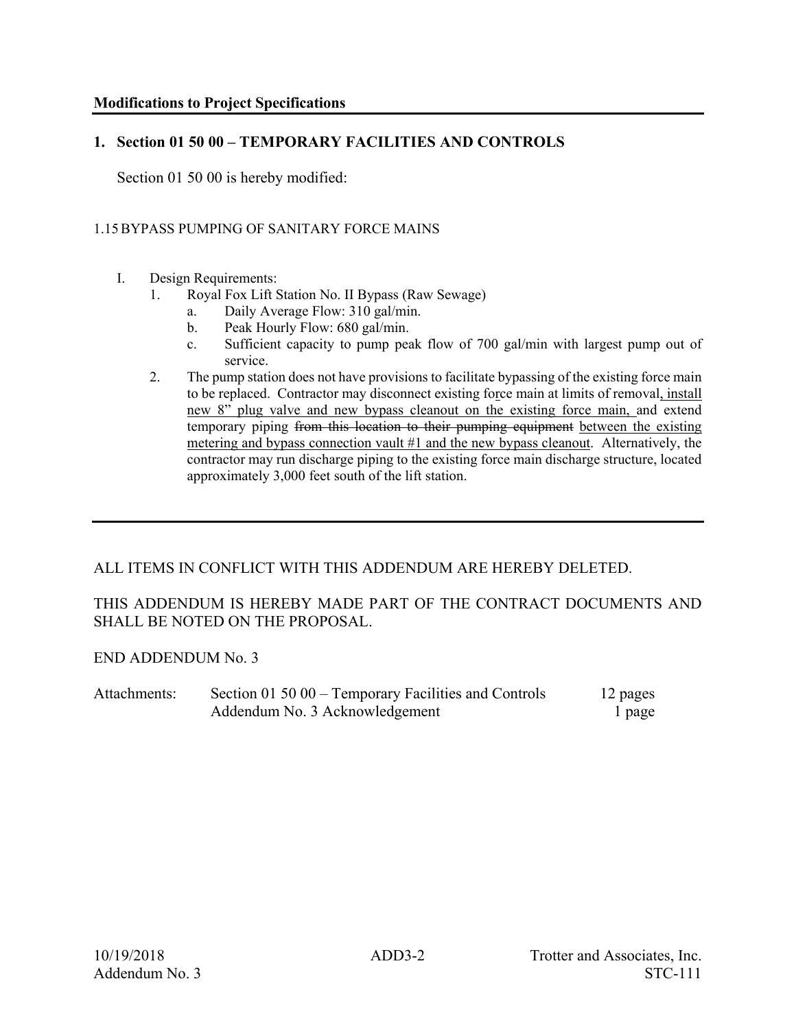**Modifications to Project Specifications**

## 1. Section 01 50 00 – TEMPORARY FACILITIES AND CONTROLS

Section 01 50 00 is hereby modified:

1.15 BYPASS PUMPING OF SANITARY FORCE MAINS

I. Design Requirements:
   1. Royal Fox Lift Station No. II Bypass (Raw Sewage)
      a. Daily Average Flow: 310 gal/min.
      b. Peak Hourly Flow: 680 gal/min.
      c. Sufficient capacity to pump peak flow of 700 gal/min with largest pump out of service.
   2. The pump station does not have provisions to facilitate bypassing of the existing force main to be replaced. Contractor may disconnect existing force main at limits of removal<u>, install new 8" plug valve and new bypass cleanout on the existing force main,</u> and extend temporary piping ~~from this location to their pumping equipment~~ <u>between the existing metering and bypass connection vault #1 and the new bypass cleanout</u>. Alternatively, the contractor may run discharge piping to the existing force main discharge structure, located approximately 3,000 feet south of the lift station.

---

ALL ITEMS IN CONFLICT WITH THIS ADDENDUM ARE HEREBY DELETED.

THIS ADDENDUM IS HEREBY MADE PART OF THE CONTRACT DOCUMENTS AND SHALL BE NOTED ON THE PROPOSAL.

END ADDENDUM No. 3

| Attachments: | | |
|---|---|---|
| | Section 01 50 00 – Temporary Facilities and Controls | 12 pages |
| | Addendum No. 3 Acknowledgement | 1 page |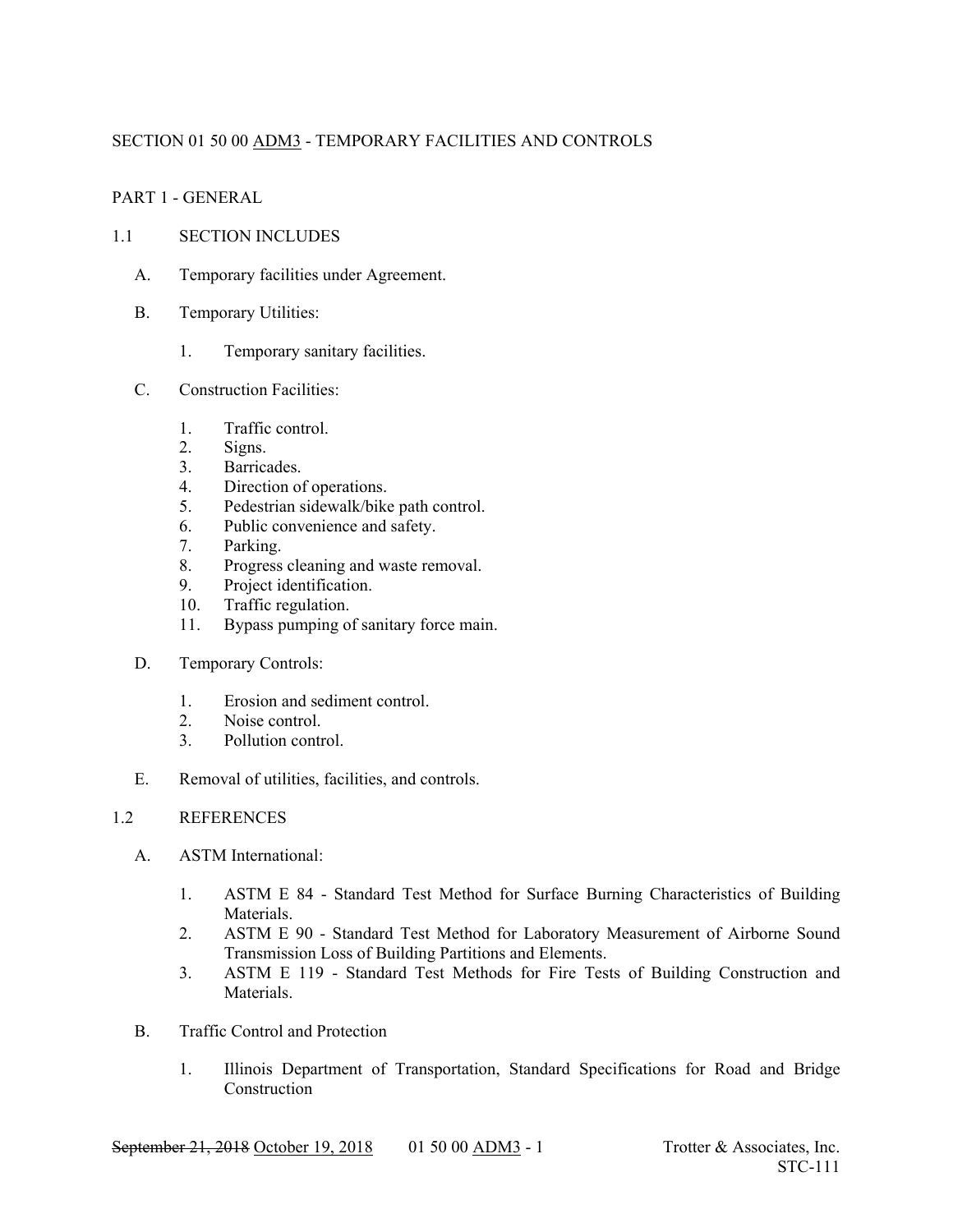# SECTION 01 50 00 ADM3 - TEMPORARY FACILITIES AND CONTROLS

## PART 1 - GENERAL

### 1.1 SECTION INCLUDES

A. Temporary facilities under Agreement.

B. Temporary Utilities:

1. Temporary sanitary facilities.

C. Construction Facilities:

1. Traffic control.
2. Signs.
3. Barricades.
4. Direction of operations.
5. Pedestrian sidewalk/bike path control.
6. Public convenience and safety.
7. Parking.
8. Progress cleaning and waste removal.
9. Project identification.
10. Traffic regulation.
11. Bypass pumping of sanitary force main.

D. Temporary Controls:

1. Erosion and sediment control.
2. Noise control.
3. Pollution control.

E. Removal of utilities, facilities, and controls.

### 1.2 REFERENCES

A. ASTM International:

1. ASTM E 84 - Standard Test Method for Surface Burning Characteristics of Building Materials.
2. ASTM E 90 - Standard Test Method for Laboratory Measurement of Airborne Sound Transmission Loss of Building Partitions and Elements.
3. ASTM E 119 - Standard Test Methods for Fire Tests of Building Construction and Materials.

B. Traffic Control and Protection

1. Illinois Department of Transportation, Standard Specifications for Road and Bridge Construction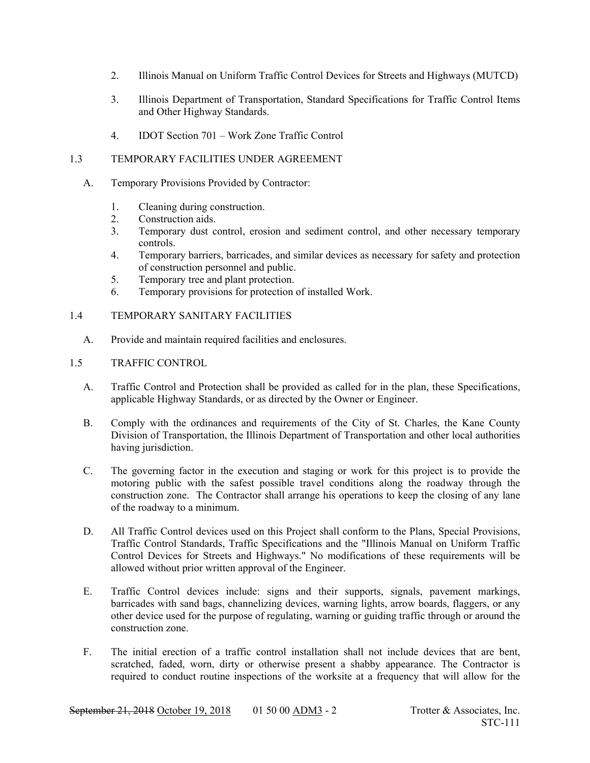2. Illinois Manual on Uniform Traffic Control Devices for Streets and Highways (MUTCD)

3. Illinois Department of Transportation, Standard Specifications for Traffic Control Items and Other Highway Standards.

4. IDOT Section 701 – Work Zone Traffic Control

## 1.3 TEMPORARY FACILITIES UNDER AGREEMENT

A. Temporary Provisions Provided by Contractor:

1. Cleaning during construction.
2. Construction aids.
3. Temporary dust control, erosion and sediment control, and other necessary temporary controls.
4. Temporary barriers, barricades, and similar devices as necessary for safety and protection of construction personnel and public.
5. Temporary tree and plant protection.
6. Temporary provisions for protection of installed Work.

## 1.4 TEMPORARY SANITARY FACILITIES

A. Provide and maintain required facilities and enclosures.

## 1.5 TRAFFIC CONTROL

A. Traffic Control and Protection shall be provided as called for in the plan, these Specifications, applicable Highway Standards, or as directed by the Owner or Engineer.

B. Comply with the ordinances and requirements of the City of St. Charles, the Kane County Division of Transportation, the Illinois Department of Transportation and other local authorities having jurisdiction.

C. The governing factor in the execution and staging or work for this project is to provide the motoring public with the safest possible travel conditions along the roadway through the construction zone. The Contractor shall arrange his operations to keep the closing of any lane of the roadway to a minimum.

D. All Traffic Control devices used on this Project shall conform to the Plans, Special Provisions, Traffic Control Standards, Traffic Specifications and the "Illinois Manual on Uniform Traffic Control Devices for Streets and Highways." No modifications of these requirements will be allowed without prior written approval of the Engineer.

E. Traffic Control devices include: signs and their supports, signals, pavement markings, barricades with sand bags, channelizing devices, warning lights, arrow boards, flaggers, or any other device used for the purpose of regulating, warning or guiding traffic through or around the construction zone.

F. The initial erection of a traffic control installation shall not include devices that are bent, scratched, faded, worn, dirty or otherwise present a shabby appearance. The Contractor is required to conduct routine inspections of the worksite at a frequency that will allow for the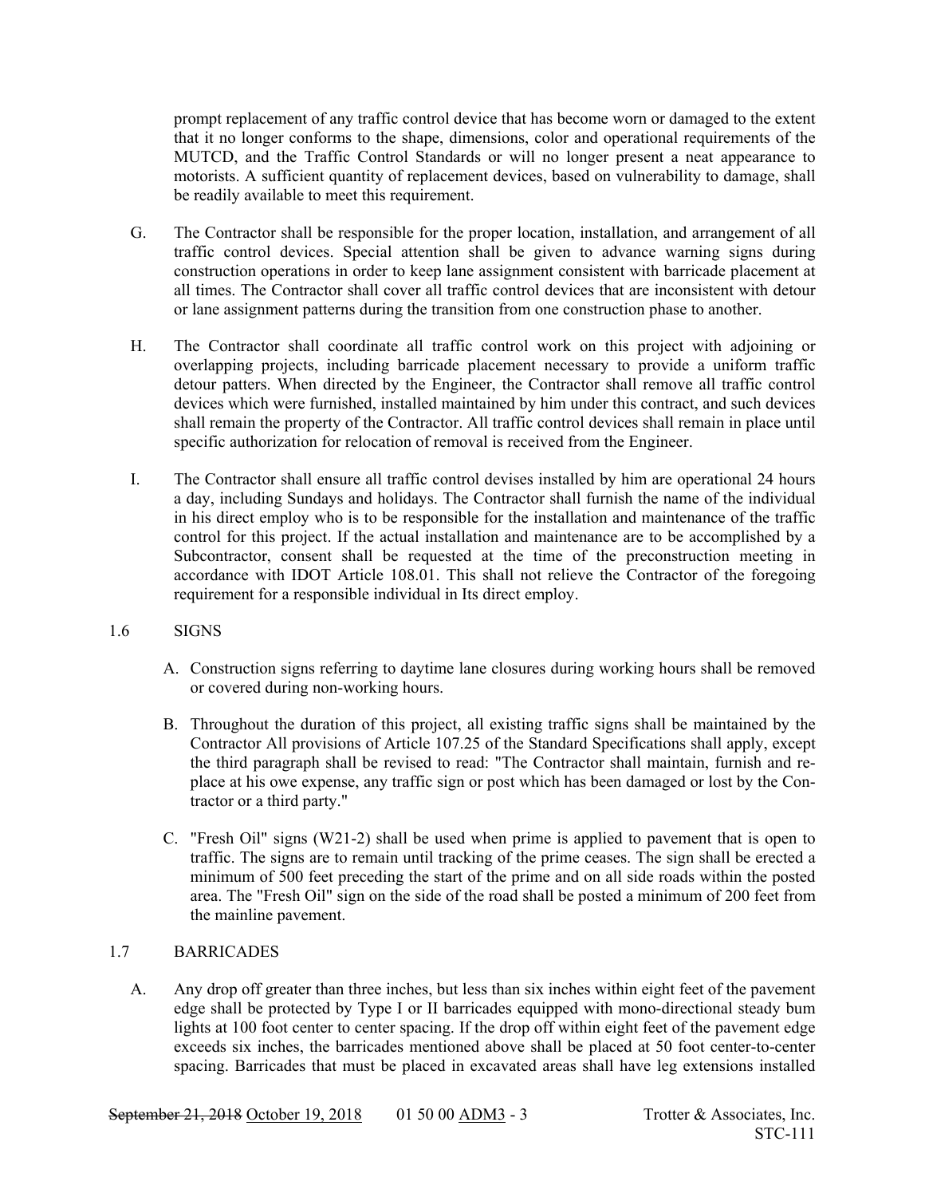prompt replacement of any traffic control device that has become worn or damaged to the extent that it no longer conforms to the shape, dimensions, color and operational requirements of the MUTCD, and the Traffic Control Standards or will no longer present a neat appearance to motorists. A sufficient quantity of replacement devices, based on vulnerability to damage, shall be readily available to meet this requirement.

G. The Contractor shall be responsible for the proper location, installation, and arrangement of all traffic control devices. Special attention shall be given to advance warning signs during construction operations in order to keep lane assignment consistent with barricade placement at all times. The Contractor shall cover all traffic control devices that are inconsistent with detour or lane assignment patterns during the transition from one construction phase to another.

H. The Contractor shall coordinate all traffic control work on this project with adjoining or overlapping projects, including barricade placement necessary to provide a uniform traffic detour patters. When directed by the Engineer, the Contractor shall remove all traffic control devices which were furnished, installed maintained by him under this contract, and such devices shall remain the property of the Contractor. All traffic control devices shall remain in place until specific authorization for relocation of removal is received from the Engineer.

I. The Contractor shall ensure all traffic control devises installed by him are operational 24 hours a day, including Sundays and holidays. The Contractor shall furnish the name of the individual in his direct employ who is to be responsible for the installation and maintenance of the traffic control for this project. If the actual installation and maintenance are to be accomplished by a Subcontractor, consent shall be requested at the time of the preconstruction meeting in accordance with IDOT Article 108.01. This shall not relieve the Contractor of the foregoing requirement for a responsible individual in Its direct employ.

## 1.6 SIGNS

A. Construction signs referring to daytime lane closures during working hours shall be removed or covered during non-working hours.

B. Throughout the duration of this project, all existing traffic signs shall be maintained by the Contractor All provisions of Article 107.25 of the Standard Specifications shall apply, except the third paragraph shall be revised to read: "The Contractor shall maintain, furnish and replace at his owe expense, any traffic sign or post which has been damaged or lost by the Contractor or a third party."

C. "Fresh Oil" signs (W21-2) shall be used when prime is applied to pavement that is open to traffic. The signs are to remain until tracking of the prime ceases. The sign shall be erected a minimum of 500 feet preceding the start of the prime and on all side roads within the posted area. The "Fresh Oil" sign on the side of the road shall be posted a minimum of 200 feet from the mainline pavement.

## 1.7 BARRICADES

A. Any drop off greater than three inches, but less than six inches within eight feet of the pavement edge shall be protected by Type I or II barricades equipped with mono-directional steady bum lights at 100 foot center to center spacing. If the drop off within eight feet of the pavement edge exceeds six inches, the barricades mentioned above shall be placed at 50 foot center-to-center spacing. Barricades that must be placed in excavated areas shall have leg extensions installed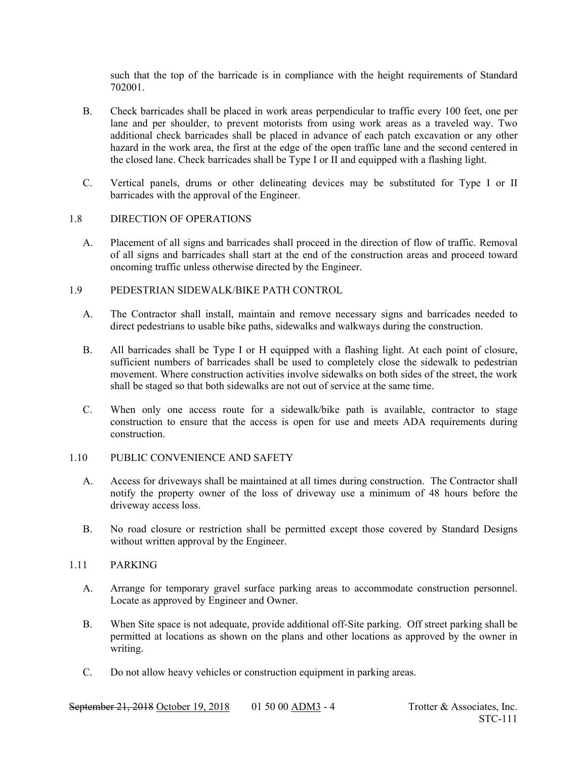such that the top of the barricade is in compliance with the height requirements of Standard 702001.

B. Check barricades shall be placed in work areas perpendicular to traffic every 100 feet, one per lane and per shoulder, to prevent motorists from using work areas as a traveled way. Two additional check barricades shall be placed in advance of each patch excavation or any other hazard in the work area, the first at the edge of the open traffic lane and the second centered in the closed lane. Check barricades shall be Type I or II and equipped with a flashing light.

C. Vertical panels, drums or other delineating devices may be substituted for Type I or II barricades with the approval of the Engineer.

## 1.8 DIRECTION OF OPERATIONS

A. Placement of all signs and barricades shall proceed in the direction of flow of traffic. Removal of all signs and barricades shall start at the end of the construction areas and proceed toward oncoming traffic unless otherwise directed by the Engineer.

## 1.9 PEDESTRIAN SIDEWALK/BIKE PATH CONTROL

A. The Contractor shall install, maintain and remove necessary signs and barricades needed to direct pedestrians to usable bike paths, sidewalks and walkways during the construction.

B. All barricades shall be Type I or H equipped with a flashing light. At each point of closure, sufficient numbers of barricades shall be used to completely close the sidewalk to pedestrian movement. Where construction activities involve sidewalks on both sides of the street, the work shall be staged so that both sidewalks are not out of service at the same time.

C. When only one access route for a sidewalk/bike path is available, contractor to stage construction to ensure that the access is open for use and meets ADA requirements during construction.

## 1.10 PUBLIC CONVENIENCE AND SAFETY

A. Access for driveways shall be maintained at all times during construction. The Contractor shall notify the property owner of the loss of driveway use a minimum of 48 hours before the driveway access loss.

B. No road closure or restriction shall be permitted except those covered by Standard Designs without written approval by the Engineer.

## 1.11 PARKING

A. Arrange for temporary gravel surface parking areas to accommodate construction personnel. Locate as approved by Engineer and Owner.

B. When Site space is not adequate, provide additional off-Site parking. Off street parking shall be permitted at locations as shown on the plans and other locations as approved by the owner in writing.

C. Do not allow heavy vehicles or construction equipment in parking areas.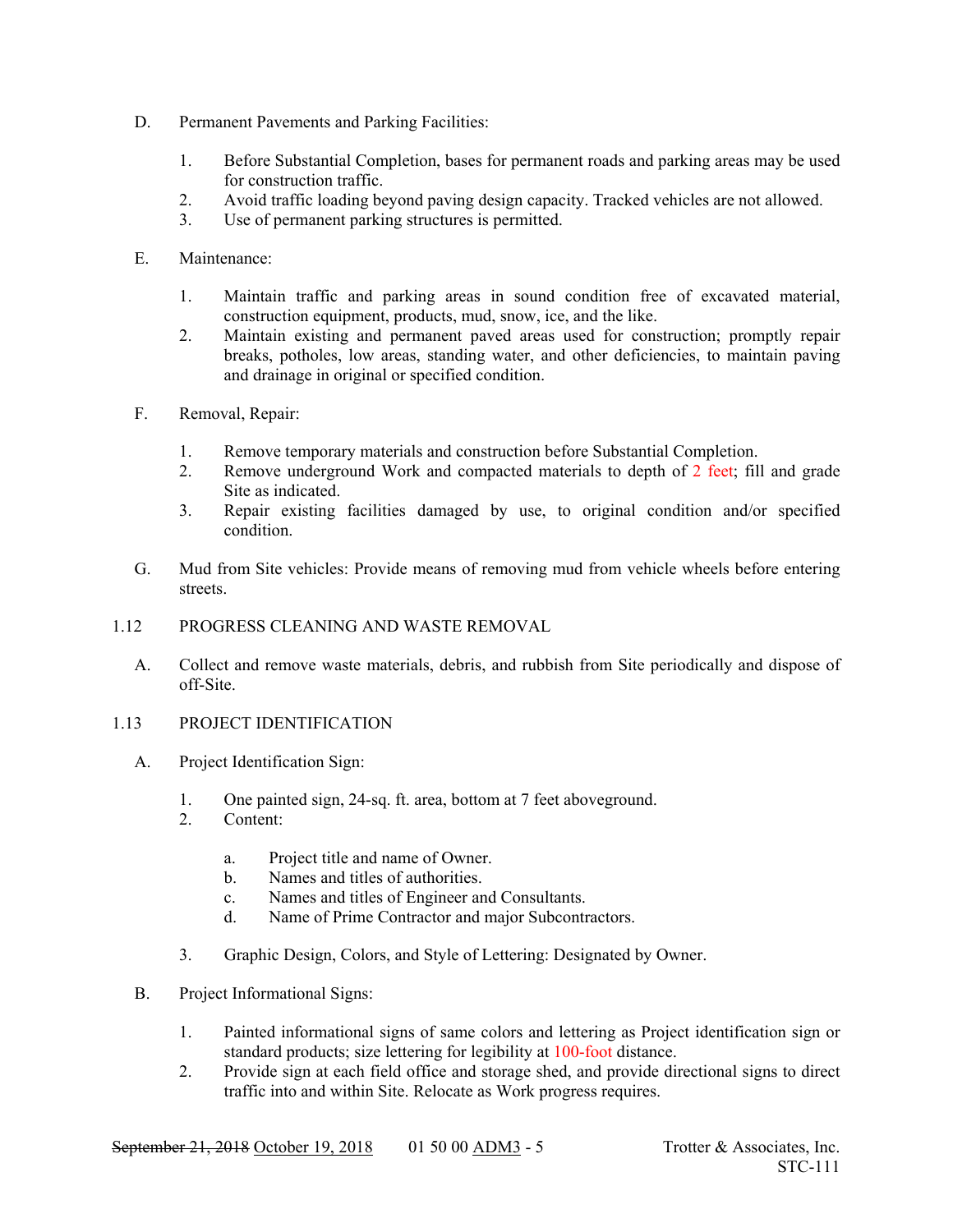D. Permanent Pavements and Parking Facilities:

1. Before Substantial Completion, bases for permanent roads and parking areas may be used for construction traffic.
2. Avoid traffic loading beyond paving design capacity. Tracked vehicles are not allowed.
3. Use of permanent parking structures is permitted.

E. Maintenance:

1. Maintain traffic and parking areas in sound condition free of excavated material, construction equipment, products, mud, snow, ice, and the like.
2. Maintain existing and permanent paved areas used for construction; promptly repair breaks, potholes, low areas, standing water, and other deficiencies, to maintain paving and drainage in original or specified condition.

F. Removal, Repair:

1. Remove temporary materials and construction before Substantial Completion.
2. Remove underground Work and compacted materials to depth of 2 feet; fill and grade Site as indicated.
3. Repair existing facilities damaged by use, to original condition and/or specified condition.

G. Mud from Site vehicles: Provide means of removing mud from vehicle wheels before entering streets.

## 1.12 PROGRESS CLEANING AND WASTE REMOVAL

A. Collect and remove waste materials, debris, and rubbish from Site periodically and dispose of off-Site.

## 1.13 PROJECT IDENTIFICATION

A. Project Identification Sign:

1. One painted sign, 24-sq. ft. area, bottom at 7 feet aboveground.
2. Content:
   a. Project title and name of Owner.
   b. Names and titles of authorities.
   c. Names and titles of Engineer and Consultants.
   d. Name of Prime Contractor and major Subcontractors.
3. Graphic Design, Colors, and Style of Lettering: Designated by Owner.

B. Project Informational Signs:

1. Painted informational signs of same colors and lettering as Project identification sign or standard products; size lettering for legibility at 100-foot distance.
2. Provide sign at each field office and storage shed, and provide directional signs to direct traffic into and within Site. Relocate as Work progress requires.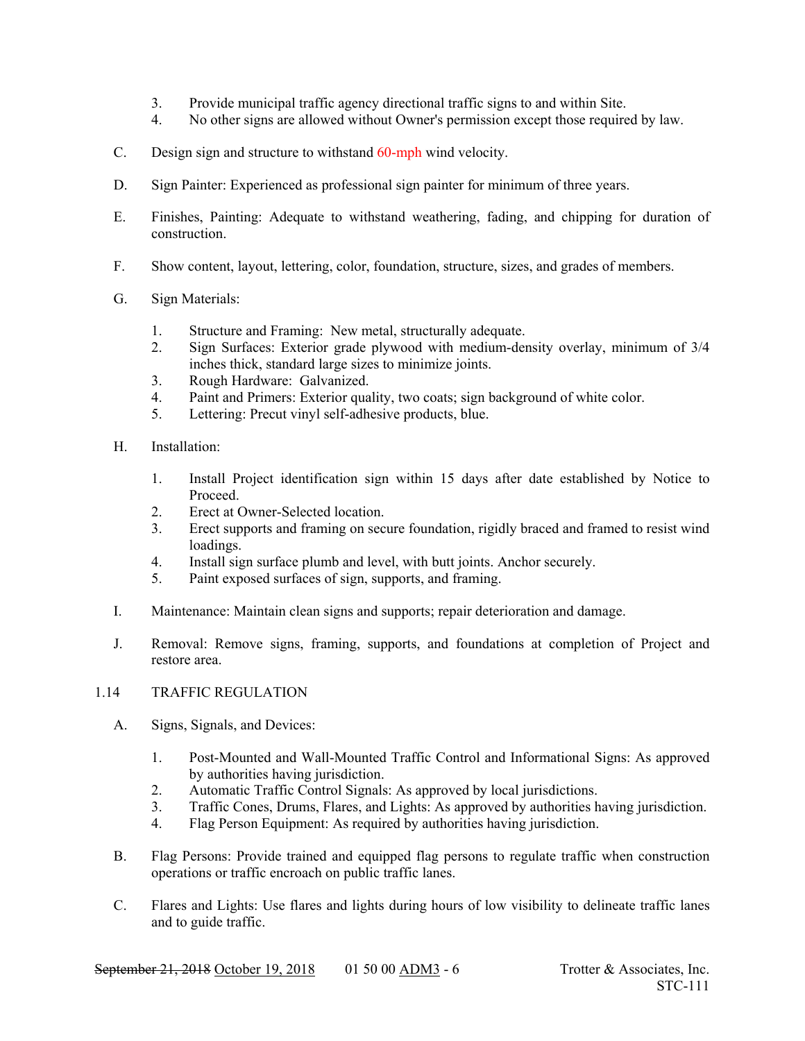3. Provide municipal traffic agency directional traffic signs to and within Site.
4. No other signs are allowed without Owner's permission except those required by law.

C. Design sign and structure to withstand 60-mph wind velocity.

D. Sign Painter: Experienced as professional sign painter for minimum of three years.

E. Finishes, Painting: Adequate to withstand weathering, fading, and chipping for duration of construction.

F. Show content, layout, lettering, color, foundation, structure, sizes, and grades of members.

G. Sign Materials:

1. Structure and Framing: New metal, structurally adequate.
2. Sign Surfaces: Exterior grade plywood with medium-density overlay, minimum of 3/4 inches thick, standard large sizes to minimize joints.
3. Rough Hardware: Galvanized.
4. Paint and Primers: Exterior quality, two coats; sign background of white color.
5. Lettering: Precut vinyl self-adhesive products, blue.

H. Installation:

1. Install Project identification sign within 15 days after date established by Notice to Proceed.
2. Erect at Owner-Selected location.
3. Erect supports and framing on secure foundation, rigidly braced and framed to resist wind loadings.
4. Install sign surface plumb and level, with butt joints. Anchor securely.
5. Paint exposed surfaces of sign, supports, and framing.

I. Maintenance: Maintain clean signs and supports; repair deterioration and damage.

J. Removal: Remove signs, framing, supports, and foundations at completion of Project and restore area.

## 1.14 TRAFFIC REGULATION

A. Signs, Signals, and Devices:

1. Post-Mounted and Wall-Mounted Traffic Control and Informational Signs: As approved by authorities having jurisdiction.
2. Automatic Traffic Control Signals: As approved by local jurisdictions.
3. Traffic Cones, Drums, Flares, and Lights: As approved by authorities having jurisdiction.
4. Flag Person Equipment: As required by authorities having jurisdiction.

B. Flag Persons: Provide trained and equipped flag persons to regulate traffic when construction operations or traffic encroach on public traffic lanes.

C. Flares and Lights: Use flares and lights during hours of low visibility to delineate traffic lanes and to guide traffic.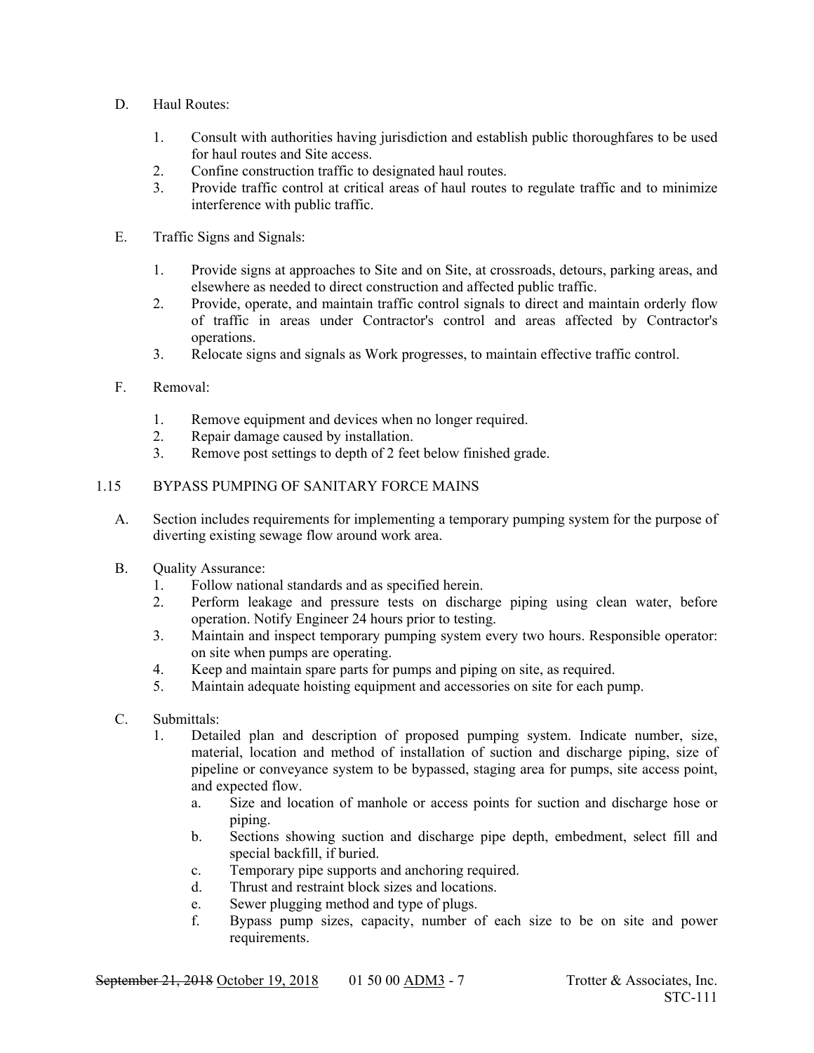D. Haul Routes:

1. Consult with authorities having jurisdiction and establish public thoroughfares to be used for haul routes and Site access.
2. Confine construction traffic to designated haul routes.
3. Provide traffic control at critical areas of haul routes to regulate traffic and to minimize interference with public traffic.

E. Traffic Signs and Signals:

1. Provide signs at approaches to Site and on Site, at crossroads, detours, parking areas, and elsewhere as needed to direct construction and affected public traffic.
2. Provide, operate, and maintain traffic control signals to direct and maintain orderly flow of traffic in areas under Contractor's control and areas affected by Contractor's operations.
3. Relocate signs and signals as Work progresses, to maintain effective traffic control.

F. Removal:

1. Remove equipment and devices when no longer required.
2. Repair damage caused by installation.
3. Remove post settings to depth of 2 feet below finished grade.

## 1.15 BYPASS PUMPING OF SANITARY FORCE MAINS

A. Section includes requirements for implementing a temporary pumping system for the purpose of diverting existing sewage flow around work area.

B. Quality Assurance:
1. Follow national standards and as specified herein.
2. Perform leakage and pressure tests on discharge piping using clean water, before operation. Notify Engineer 24 hours prior to testing.
3. Maintain and inspect temporary pumping system every two hours. Responsible operator: on site when pumps are operating.
4. Keep and maintain spare parts for pumps and piping on site, as required.
5. Maintain adequate hoisting equipment and accessories on site for each pump.

C. Submittals:
1. Detailed plan and description of proposed pumping system. Indicate number, size, material, location and method of installation of suction and discharge piping, size of pipeline or conveyance system to be bypassed, staging area for pumps, site access point, and expected flow.
   a. Size and location of manhole or access points for suction and discharge hose or piping.
   b. Sections showing suction and discharge pipe depth, embedment, select fill and special backfill, if buried.
   c. Temporary pipe supports and anchoring required.
   d. Thrust and restraint block sizes and locations.
   e. Sewer plugging method and type of plugs.
   f. Bypass pump sizes, capacity, number of each size to be on site and power requirements.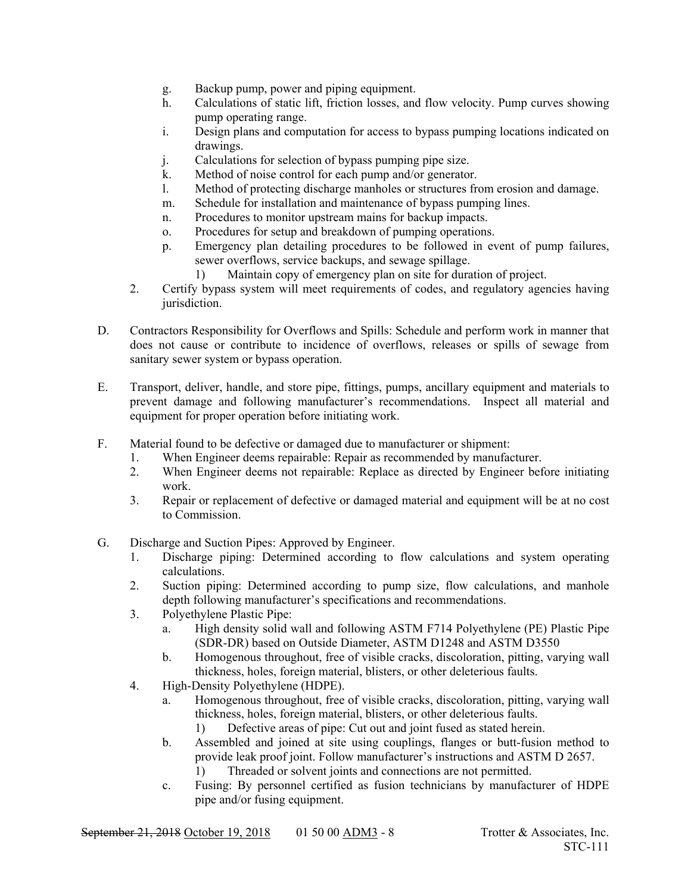g. Backup pump, power and piping equipment.
h. Calculations of static lift, friction losses, and flow velocity. Pump curves showing pump operating range.
i. Design plans and computation for access to bypass pumping locations indicated on drawings.
j. Calculations for selection of bypass pumping pipe size.
k. Method of noise control for each pump and/or generator.
l. Method of protecting discharge manholes or structures from erosion and damage.
m. Schedule for installation and maintenance of bypass pumping lines.
n. Procedures to monitor upstream mains for backup impacts.
o. Procedures for setup and breakdown of pumping operations.
p. Emergency plan detailing procedures to be followed in event of pump failures, sewer overflows, service backups, and sewage spillage.
   1) Maintain copy of emergency plan on site for duration of project.

2. Certify bypass system will meet requirements of codes, and regulatory agencies having jurisdiction.

D. Contractors Responsibility for Overflows and Spills: Schedule and perform work in manner that does not cause or contribute to incidence of overflows, releases or spills of sewage from sanitary sewer system or bypass operation.

E. Transport, deliver, handle, and store pipe, fittings, pumps, ancillary equipment and materials to prevent damage and following manufacturer's recommendations. Inspect all material and equipment for proper operation before initiating work.

F. Material found to be defective or damaged due to manufacturer or shipment:
   1. When Engineer deems repairable: Repair as recommended by manufacturer.
   2. When Engineer deems not repairable: Replace as directed by Engineer before initiating work.
   3. Repair or replacement of defective or damaged material and equipment will be at no cost to Commission.

G. Discharge and Suction Pipes: Approved by Engineer.
   1. Discharge piping: Determined according to flow calculations and system operating calculations.
   2. Suction piping: Determined according to pump size, flow calculations, and manhole depth following manufacturer's specifications and recommendations.
   3. Polyethylene Plastic Pipe:
      a. High density solid wall and following ASTM F714 Polyethylene (PE) Plastic Pipe (SDR-DR) based on Outside Diameter, ASTM D1248 and ASTM D3550
      b. Homogenous throughout, free of visible cracks, discoloration, pitting, varying wall thickness, holes, foreign material, blisters, or other deleterious faults.
   4. High-Density Polyethylene (HDPE).
      a. Homogenous throughout, free of visible cracks, discoloration, pitting, varying wall thickness, holes, foreign material, blisters, or other deleterious faults.
         1) Defective areas of pipe: Cut out and joint fused as stated herein.
      b. Assembled and joined at site using couplings, flanges or butt-fusion method to provide leak proof joint. Follow manufacturer's instructions and ASTM D 2657.
         1) Threaded or solvent joints and connections are not permitted.
      c. Fusing: By personnel certified as fusion technicians by manufacturer of HDPE pipe and/or fusing equipment.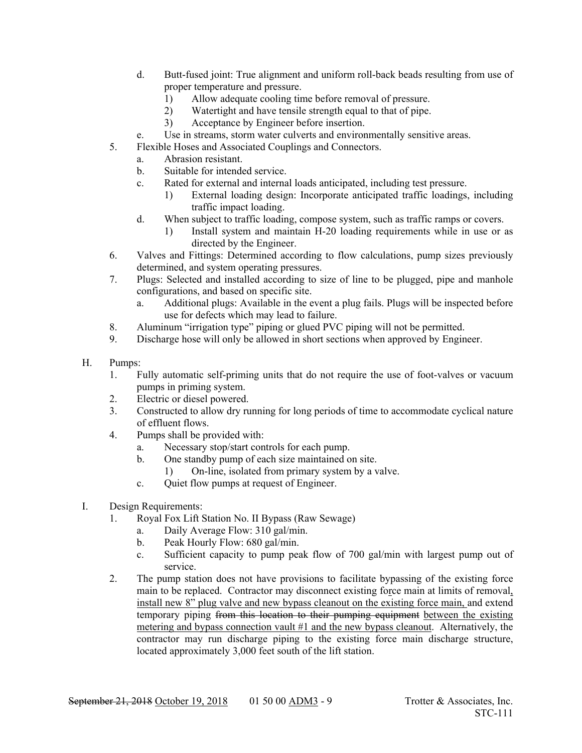d. Butt-fused joint: True alignment and uniform roll-back beads resulting from use of proper temperature and pressure.
   1) Allow adequate cooling time before removal of pressure.
   2) Watertight and have tensile strength equal to that of pipe.
   3) Acceptance by Engineer before insertion.

e. Use in streams, storm water culverts and environmentally sensitive areas.

5. Flexible Hoses and Associated Couplings and Connectors.
   a. Abrasion resistant.
   b. Suitable for intended service.
   c. Rated for external and internal loads anticipated, including test pressure.
      1) External loading design: Incorporate anticipated traffic loadings, including traffic impact loading.
   d. When subject to traffic loading, compose system, such as traffic ramps or covers.
      1) Install system and maintain H-20 loading requirements while in use or as directed by the Engineer.
6. Valves and Fittings: Determined according to flow calculations, pump sizes previously determined, and system operating pressures.
7. Plugs: Selected and installed according to size of line to be plugged, pipe and manhole configurations, and based on specific site.
   a. Additional plugs: Available in the event a plug fails. Plugs will be inspected before use for defects which may lead to failure.
8. Aluminum "irrigation type" piping or glued PVC piping will not be permitted.
9. Discharge hose will only be allowed in short sections when approved by Engineer.

H. Pumps:
   1. Fully automatic self-priming units that do not require the use of foot-valves or vacuum pumps in priming system.
   2. Electric or diesel powered.
   3. Constructed to allow dry running for long periods of time to accommodate cyclical nature of effluent flows.
   4. Pumps shall be provided with:
      a. Necessary stop/start controls for each pump.
      b. One standby pump of each size maintained on site.
         1) On-line, isolated from primary system by a valve.
      c. Quiet flow pumps at request of Engineer.

I. Design Requirements:
   1. Royal Fox Lift Station No. II Bypass (Raw Sewage)
      a. Daily Average Flow: 310 gal/min.
      b. Peak Hourly Flow: 680 gal/min.
      c. Sufficient capacity to pump peak flow of 700 gal/min with largest pump out of service.
   2. The pump station does not have provisions to facilitate bypassing of the existing force main to be replaced. Contractor may disconnect existing force main at limits of removal, <u>install new 8" plug valve and new bypass cleanout on the existing force main,</u> and extend temporary piping ~~from this location to their pumping equipment~~ <u>between the existing metering and bypass connection vault #1 and the new bypass cleanout</u>. Alternatively, the contractor may run discharge piping to the existing force main discharge structure, located approximately 3,000 feet south of the lift station.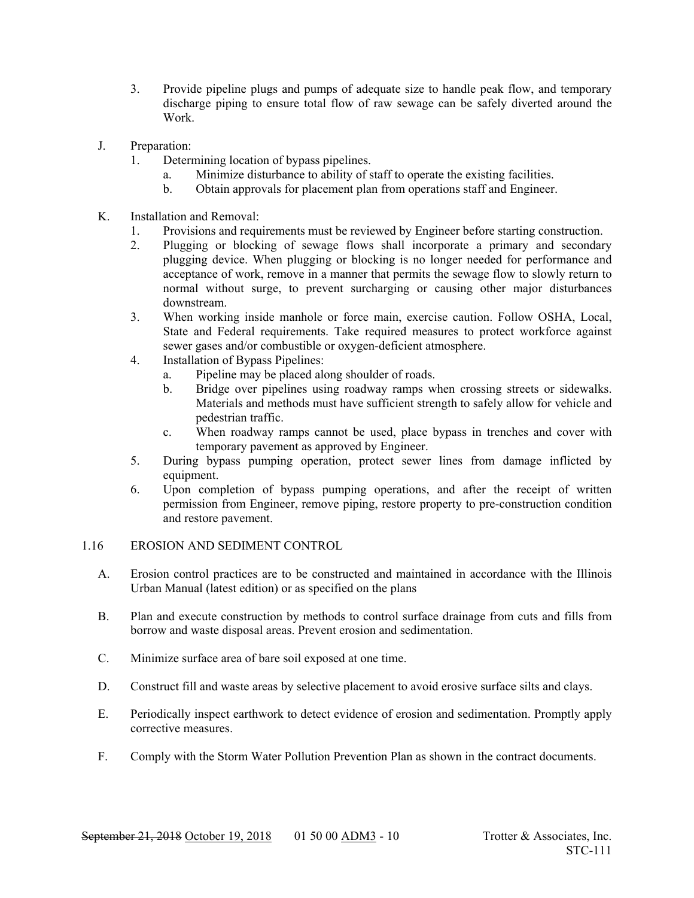3. Provide pipeline plugs and pumps of adequate size to handle peak flow, and temporary discharge piping to ensure total flow of raw sewage can be safely diverted around the Work.

J. Preparation:
   1. Determining location of bypass pipelines.
      a. Minimize disturbance to ability of staff to operate the existing facilities.
      b. Obtain approvals for placement plan from operations staff and Engineer.

K. Installation and Removal:
   1. Provisions and requirements must be reviewed by Engineer before starting construction.
   2. Plugging or blocking of sewage flows shall incorporate a primary and secondary plugging device. When plugging or blocking is no longer needed for performance and acceptance of work, remove in a manner that permits the sewage flow to slowly return to normal without surge, to prevent surcharging or causing other major disturbances downstream.
   3. When working inside manhole or force main, exercise caution. Follow OSHA, Local, State and Federal requirements. Take required measures to protect workforce against sewer gases and/or combustible or oxygen-deficient atmosphere.
   4. Installation of Bypass Pipelines:
      a. Pipeline may be placed along shoulder of roads.
      b. Bridge over pipelines using roadway ramps when crossing streets or sidewalks. Materials and methods must have sufficient strength to safely allow for vehicle and pedestrian traffic.
      c. When roadway ramps cannot be used, place bypass in trenches and cover with temporary pavement as approved by Engineer.
   5. During bypass pumping operation, protect sewer lines from damage inflicted by equipment.
   6. Upon completion of bypass pumping operations, and after the receipt of written permission from Engineer, remove piping, restore property to pre-construction condition and restore pavement.

## 1.16 EROSION AND SEDIMENT CONTROL

A. Erosion control practices are to be constructed and maintained in accordance with the Illinois Urban Manual (latest edition) or as specified on the plans

B. Plan and execute construction by methods to control surface drainage from cuts and fills from borrow and waste disposal areas. Prevent erosion and sedimentation.

C. Minimize surface area of bare soil exposed at one time.

D. Construct fill and waste areas by selective placement to avoid erosive surface silts and clays.

E. Periodically inspect earthwork to detect evidence of erosion and sedimentation. Promptly apply corrective measures.

F. Comply with the Storm Water Pollution Prevention Plan as shown in the contract documents.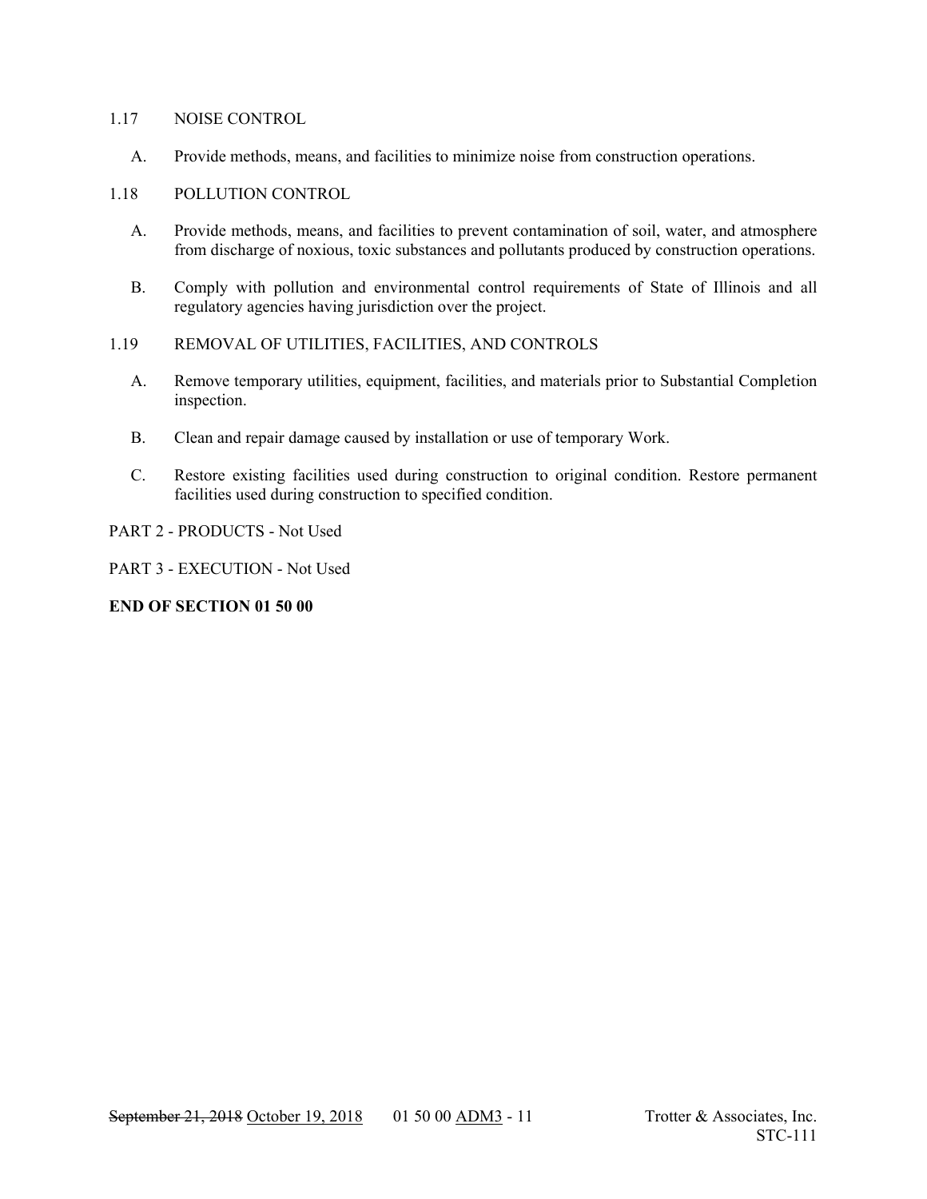1.17 NOISE CONTROL

A. Provide methods, means, and facilities to minimize noise from construction operations.

1.18 POLLUTION CONTROL

A. Provide methods, means, and facilities to prevent contamination of soil, water, and atmosphere from discharge of noxious, toxic substances and pollutants produced by construction operations.

B. Comply with pollution and environmental control requirements of State of Illinois and all regulatory agencies having jurisdiction over the project.

1.19 REMOVAL OF UTILITIES, FACILITIES, AND CONTROLS

A. Remove temporary utilities, equipment, facilities, and materials prior to Substantial Completion inspection.

B. Clean and repair damage caused by installation or use of temporary Work.

C. Restore existing facilities used during construction to original condition. Restore permanent facilities used during construction to specified condition.

PART 2 - PRODUCTS - Not Used

PART 3 - EXECUTION - Not Used

**END OF SECTION 01 50 00**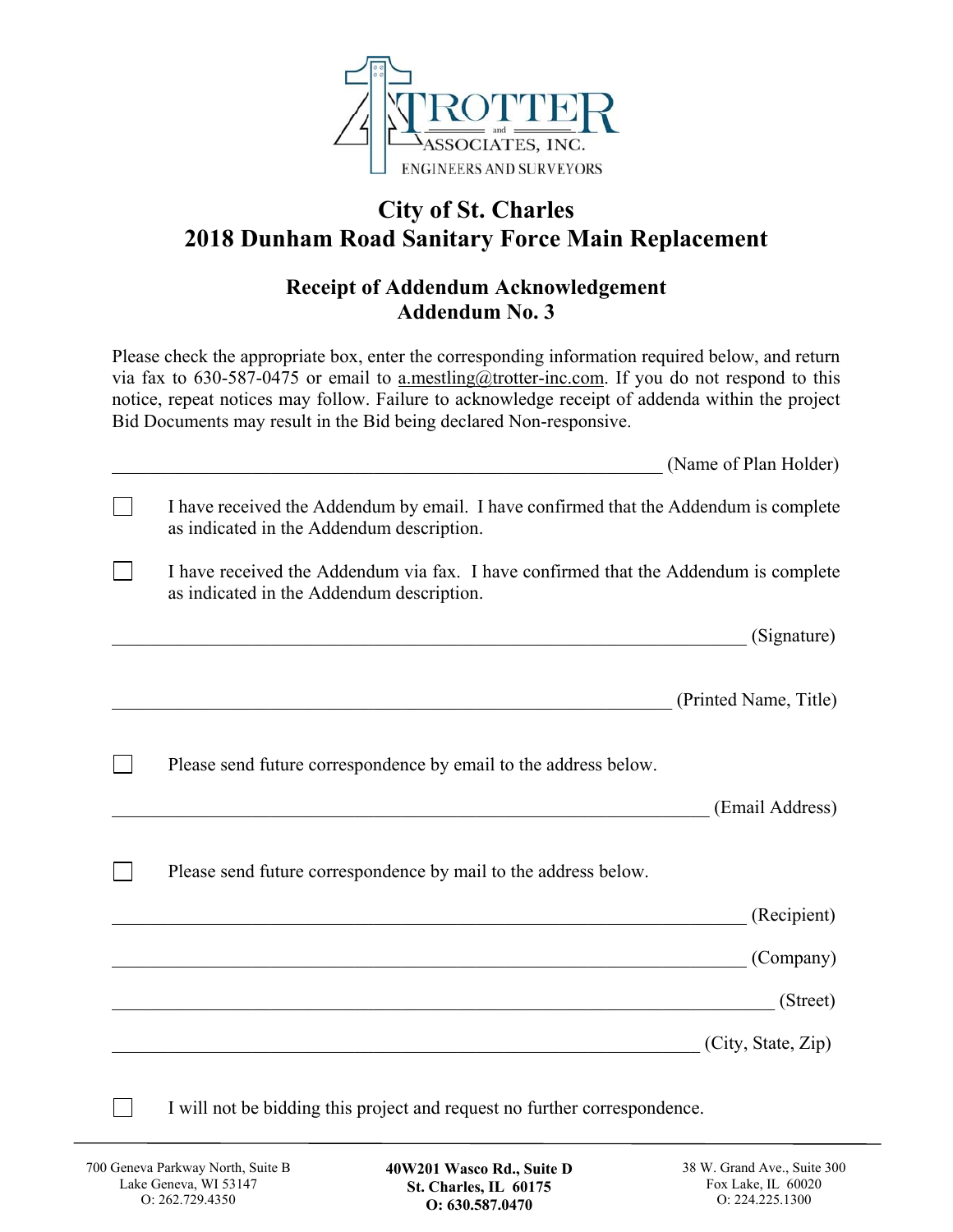TROTTER and ASSOCIATES, INC.
ENGINEERS AND SURVEYORS

# City of St. Charles
# 2018 Dunham Road Sanitary Force Main Replacement

## Receipt of Addendum Acknowledgement
## Addendum No. 3

Please check the appropriate box, enter the corresponding information required below, and return via fax to 630-587-0475 or email to a.mestling@trotter-inc.com. If you do not respond to this notice, repeat notices may follow. Failure to acknowledge receipt of addenda within the project Bid Documents may result in the Bid being declared Non-responsive.

\_\_\_\_\_\_\_\_\_\_\_\_\_\_\_\_\_\_\_\_\_\_\_\_\_\_\_\_\_\_\_\_\_\_\_\_\_\_\_\_\_\_\_\_ (Name of Plan Holder)

☐ I have received the Addendum by email. I have confirmed that the Addendum is complete as indicated in the Addendum description.

☐ I have received the Addendum via fax. I have confirmed that the Addendum is complete as indicated in the Addendum description.

\_\_\_\_\_\_\_\_\_\_\_\_\_\_\_\_\_\_\_\_\_\_\_\_\_\_\_\_\_\_\_\_\_\_\_\_\_\_\_\_\_\_\_\_ (Signature)

\_\_\_\_\_\_\_\_\_\_\_\_\_\_\_\_\_\_\_\_\_\_\_\_\_\_\_\_\_\_\_\_\_\_\_\_\_\_\_\_\_\_\_\_ (Printed Name, Title)

☐ Please send future correspondence by email to the address below.

\_\_\_\_\_\_\_\_\_\_\_\_\_\_\_\_\_\_\_\_\_\_\_\_\_\_\_\_\_\_\_\_\_\_\_\_\_\_\_\_\_\_\_\_ (Email Address)

☐ Please send future correspondence by mail to the address below.

\_\_\_\_\_\_\_\_\_\_\_\_\_\_\_\_\_\_\_\_\_\_\_\_\_\_\_\_\_\_\_\_\_\_\_\_\_\_\_\_\_\_\_\_ (Recipient)

\_\_\_\_\_\_\_\_\_\_\_\_\_\_\_\_\_\_\_\_\_\_\_\_\_\_\_\_\_\_\_\_\_\_\_\_\_\_\_\_\_\_\_\_ (Company)

\_\_\_\_\_\_\_\_\_\_\_\_\_\_\_\_\_\_\_\_\_\_\_\_\_\_\_\_\_\_\_\_\_\_\_\_\_\_\_\_\_\_\_\_ (Street)

\_\_\_\_\_\_\_\_\_\_\_\_\_\_\_\_\_\_\_\_\_\_\_\_\_\_\_\_\_\_\_\_\_\_\_\_\_\_\_\_\_\_\_\_ (City, State, Zip)

☐ I will not be bidding this project and request no further correspondence.

---

700 Geneva Parkway North, Suite B
Lake Geneva, WI 53147
O: 262.729.4350

**40W201 Wasco Rd., Suite D**
**St. Charles, IL 60175**
**O: 630.587.0470**

38 W. Grand Ave., Suite 300
Fox Lake, IL 60020
O: 224.225.1300